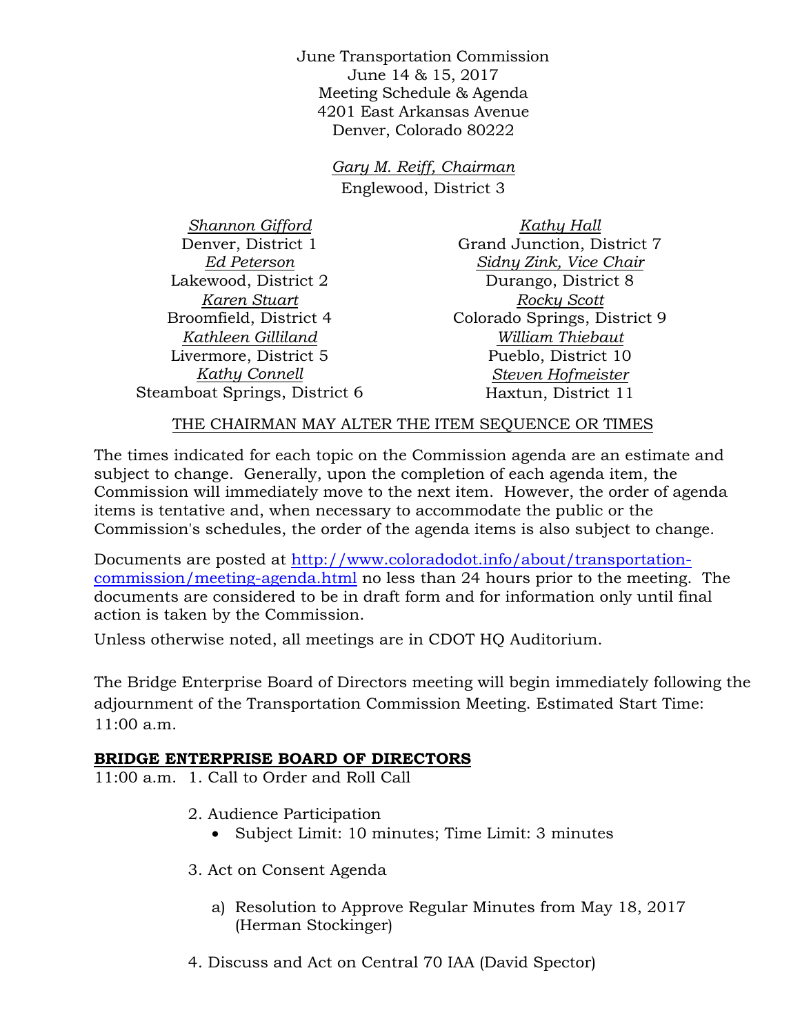June Transportation Commission
June 14 & 15, 2017
Meeting Schedule & Agenda
4201 East Arkansas Avenue
Denver, Colorado 80222

*Gary M. Reiff, Chairman*
Englewood, District 3

*Shannon Gifford*
Denver, District 1

*Ed Peterson*
Lakewood, District 2

*Karen Stuart*
Broomfield, District 4

*Kathleen Gilliland*
Livermore, District 5

*Kathy Connell*
Steamboat Springs, District 6

*Kathy Hall*
Grand Junction, District 7

*Sidny Zink, Vice Chair*
Durango, District 8

*Rocky Scott*
Colorado Springs, District 9

*William Thiebaut*
Pueblo, District 10

*Steven Hofmeister*
Haxtun, District 11

THE CHAIRMAN MAY ALTER THE ITEM SEQUENCE OR TIMES

The times indicated for each topic on the Commission agenda are an estimate and subject to change. Generally, upon the completion of each agenda item, the Commission will immediately move to the next item. However, the order of agenda items is tentative and, when necessary to accommodate the public or the Commission's schedules, the order of the agenda items is also subject to change.

Documents are posted at http://www.coloradodot.info/about/transportation-commission/meeting-agenda.html no less than 24 hours prior to the meeting. The documents are considered to be in draft form and for information only until final action is taken by the Commission.

Unless otherwise noted, all meetings are in CDOT HQ Auditorium.

The Bridge Enterprise Board of Directors meeting will begin immediately following the adjournment of the Transportation Commission Meeting. Estimated Start Time: 11:00 a.m.

**BRIDGE ENTERPRISE BOARD OF DIRECTORS**

11:00 a.m. 1. Call to Order and Roll Call

2. Audience Participation
   - Subject Limit: 10 minutes; Time Limit: 3 minutes

3. Act on Consent Agenda
   a) Resolution to Approve Regular Minutes from May 18, 2017 (Herman Stockinger)

4. Discuss and Act on Central 70 IAA (David Spector)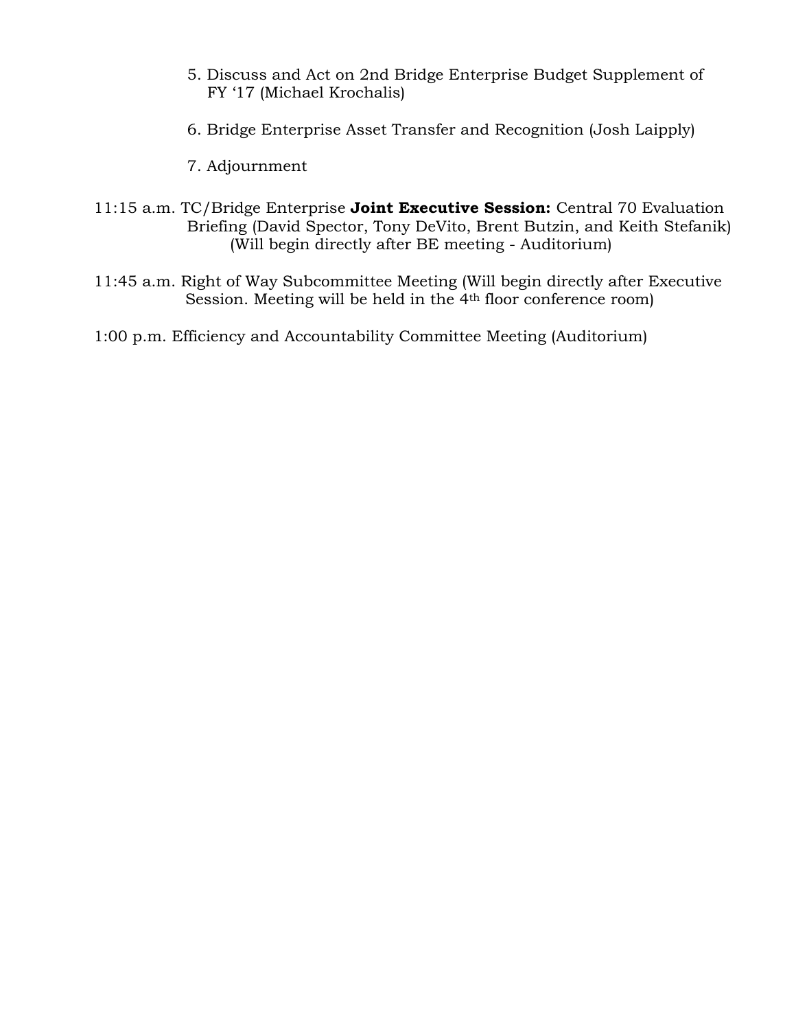5. Discuss and Act on 2nd Bridge Enterprise Budget Supplement of FY '17 (Michael Krochalis)

6. Bridge Enterprise Asset Transfer and Recognition (Josh Laipply)

7. Adjournment

11:15 a.m. TC/Bridge Enterprise **Joint Executive Session:** Central 70 Evaluation Briefing (David Spector, Tony DeVito, Brent Butzin, and Keith Stefanik) (Will begin directly after BE meeting - Auditorium)

11:45 a.m. Right of Way Subcommittee Meeting (Will begin directly after Executive Session. Meeting will be held in the 4th floor conference room)

1:00 p.m. Efficiency and Accountability Committee Meeting (Auditorium)